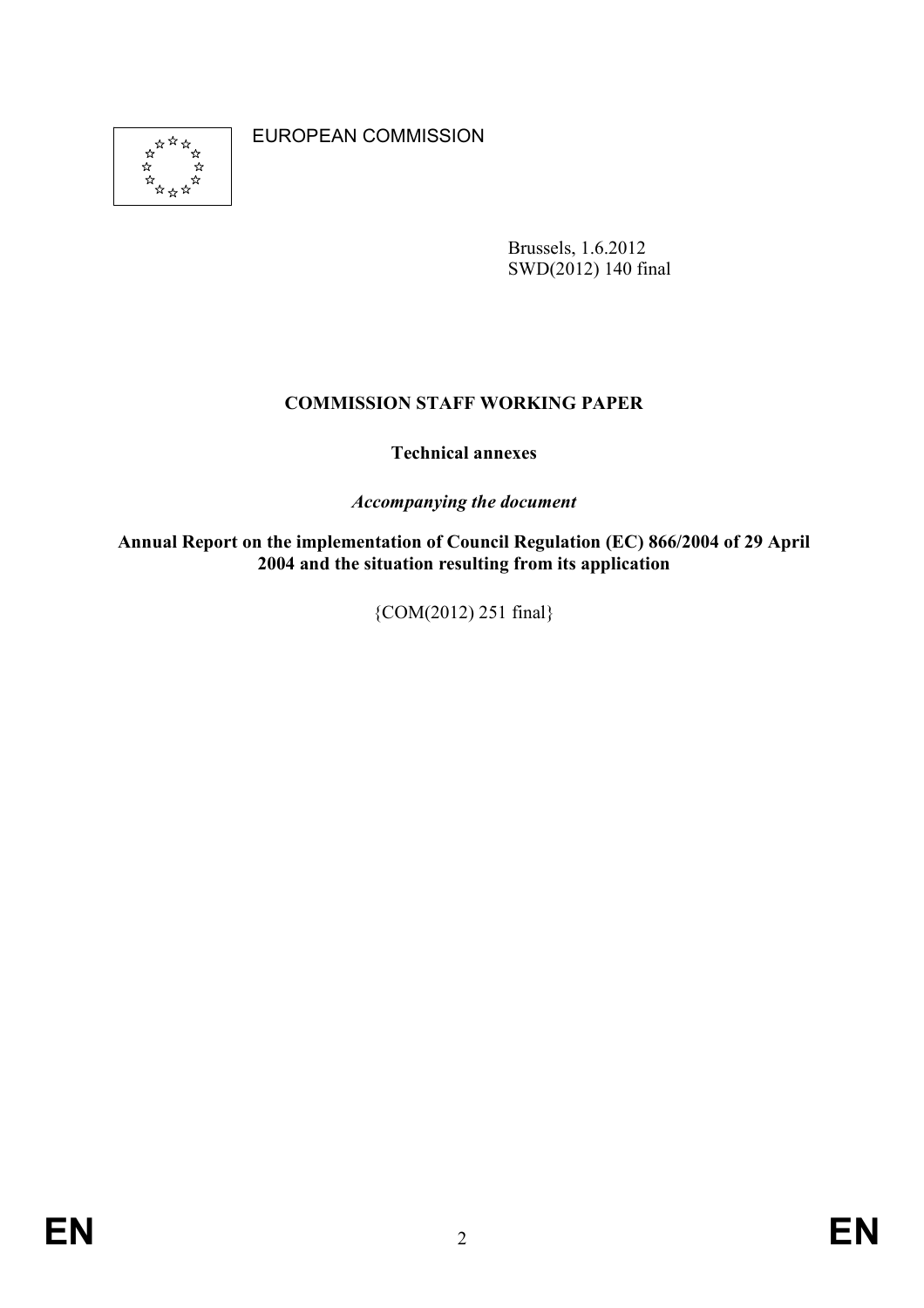EUROPEAN COMMISSION

Brussels, 1.6.2012
SWD(2012) 140 final

**COMMISSION STAFF WORKING PAPER**

**Technical annexes**

***Accompanying the document***

**Annual Report on the implementation of Council Regulation (EC) 866/2004 of 29 April 2004 and the situation resulting from its application**

{COM(2012) 251 final}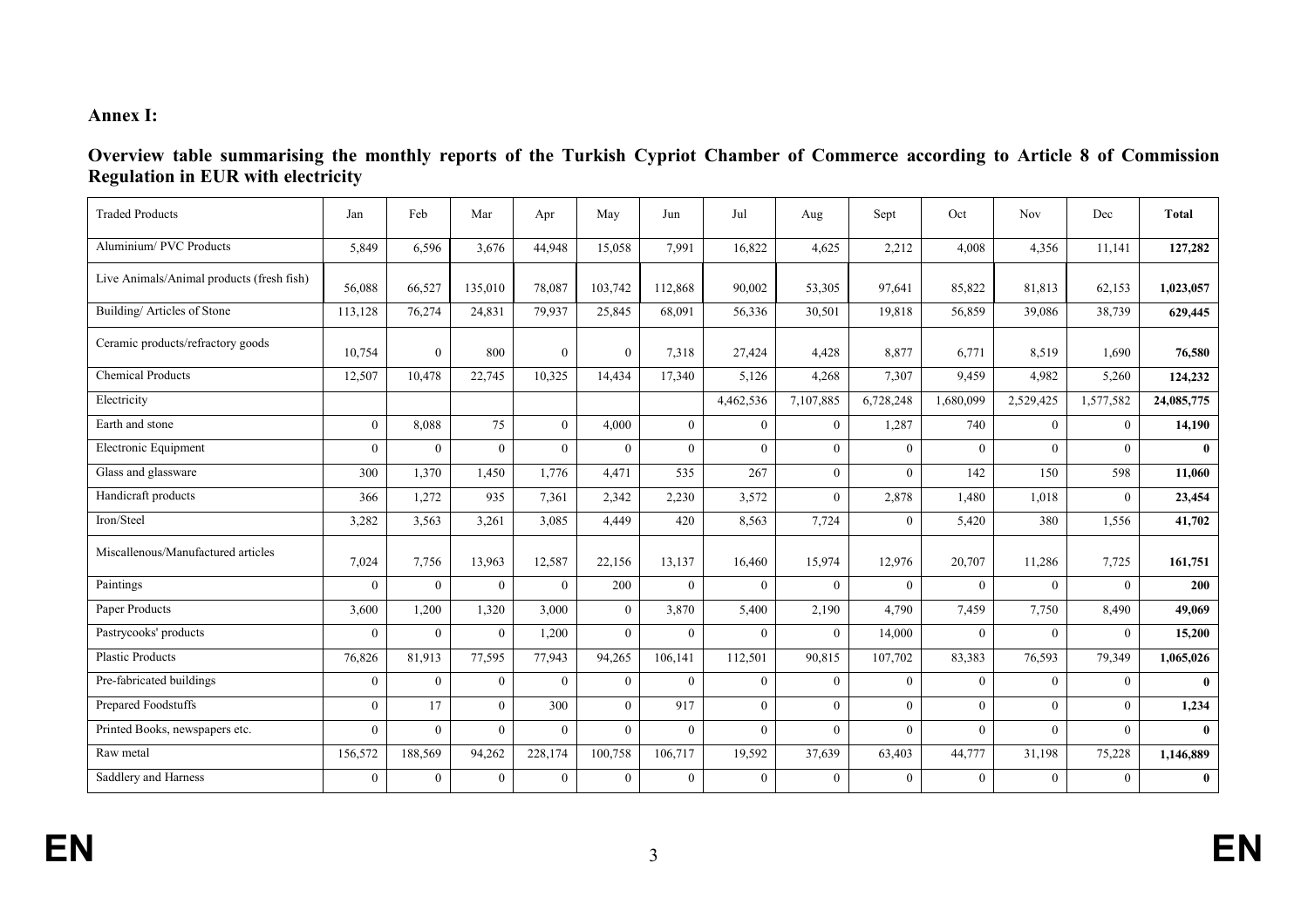**Annex I:**

**Overview table summarising the monthly reports of the Turkish Cypriot Chamber of Commerce according to Article 8 of Commission Regulation in EUR with electricity**

| Traded Products | Jan | Feb | Mar | Apr | May | Jun | Jul | Aug | Sept | Oct | Nov | Dec | Total |
|---|---|---|---|---|---|---|---|---|---|---|---|---|---|
| Aluminium/ PVC Products | 5,849 | 6,596 | 3,676 | 44,948 | 15,058 | 7,991 | 16,822 | 4,625 | 2,212 | 4,008 | 4,356 | 11,141 | **127,282** |
| Live Animals/Animal products (fresh fish) | 56,088 | 66,527 | 135,010 | 78,087 | 103,742 | 112,868 | 90,002 | 53,305 | 97,641 | 85,822 | 81,813 | 62,153 | **1,023,057** |
| Building/ Articles of Stone | 113,128 | 76,274 | 24,831 | 79,937 | 25,845 | 68,091 | 56,336 | 30,501 | 19,818 | 56,859 | 39,086 | 38,739 | **629,445** |
| Ceramic products/refractory goods | 10,754 | 0 | 800 | 0 | 0 | 7,318 | 27,424 | 4,428 | 8,877 | 6,771 | 8,519 | 1,690 | **76,580** |
| Chemical Products | 12,507 | 10,478 | 22,745 | 10,325 | 14,434 | 17,340 | 5,126 | 4,268 | 7,307 | 9,459 | 4,982 | 5,260 | **124,232** |
| Electricity | | | | | | | 4,462,536 | 7,107,885 | 6,728,248 | 1,680,099 | 2,529,425 | 1,577,582 | **24,085,775** |
| Earth and stone | 0 | 8,088 | 75 | 0 | 4,000 | 0 | 0 | 0 | 1,287 | 740 | 0 | 0 | **14,190** |
| Electronic Equipment | 0 | 0 | 0 | 0 | 0 | 0 | 0 | 0 | 0 | 0 | 0 | 0 | **0** |
| Glass and glassware | 300 | 1,370 | 1,450 | 1,776 | 4,471 | 535 | 267 | 0 | 0 | 142 | 150 | 598 | **11,060** |
| Handicraft products | 366 | 1,272 | 935 | 7,361 | 2,342 | 2,230 | 3,572 | 0 | 2,878 | 1,480 | 1,018 | 0 | **23,454** |
| Iron/Steel | 3,282 | 3,563 | 3,261 | 3,085 | 4,449 | 420 | 8,563 | 7,724 | 0 | 5,420 | 380 | 1,556 | **41,702** |
| Miscallenous/Manufactured articles | 7,024 | 7,756 | 13,963 | 12,587 | 22,156 | 13,137 | 16,460 | 15,974 | 12,976 | 20,707 | 11,286 | 7,725 | **161,751** |
| Paintings | 0 | 0 | 0 | 0 | 200 | 0 | 0 | 0 | 0 | 0 | 0 | 0 | **200** |
| Paper Products | 3,600 | 1,200 | 1,320 | 3,000 | 0 | 3,870 | 5,400 | 2,190 | 4,790 | 7,459 | 7,750 | 8,490 | **49,069** |
| Pastrycooks' products | 0 | 0 | 0 | 1,200 | 0 | 0 | 0 | 0 | 14,000 | 0 | 0 | 0 | **15,200** |
| Plastic Products | 76,826 | 81,913 | 77,595 | 77,943 | 94,265 | 106,141 | 112,501 | 90,815 | 107,702 | 83,383 | 76,593 | 79,349 | **1,065,026** |
| Pre-fabricated buildings | 0 | 0 | 0 | 0 | 0 | 0 | 0 | 0 | 0 | 0 | 0 | 0 | **0** |
| Prepared Foodstuffs | 0 | 17 | 0 | 300 | 0 | 917 | 0 | 0 | 0 | 0 | 0 | 0 | **1,234** |
| Printed Books, newspapers etc. | 0 | 0 | 0 | 0 | 0 | 0 | 0 | 0 | 0 | 0 | 0 | 0 | **0** |
| Raw metal | 156,572 | 188,569 | 94,262 | 228,174 | 100,758 | 106,717 | 19,592 | 37,639 | 63,403 | 44,777 | 31,198 | 75,228 | **1,146,889** |
| Saddlery and Harness | 0 | 0 | 0 | 0 | 0 | 0 | 0 | 0 | 0 | 0 | 0 | 0 | **0** |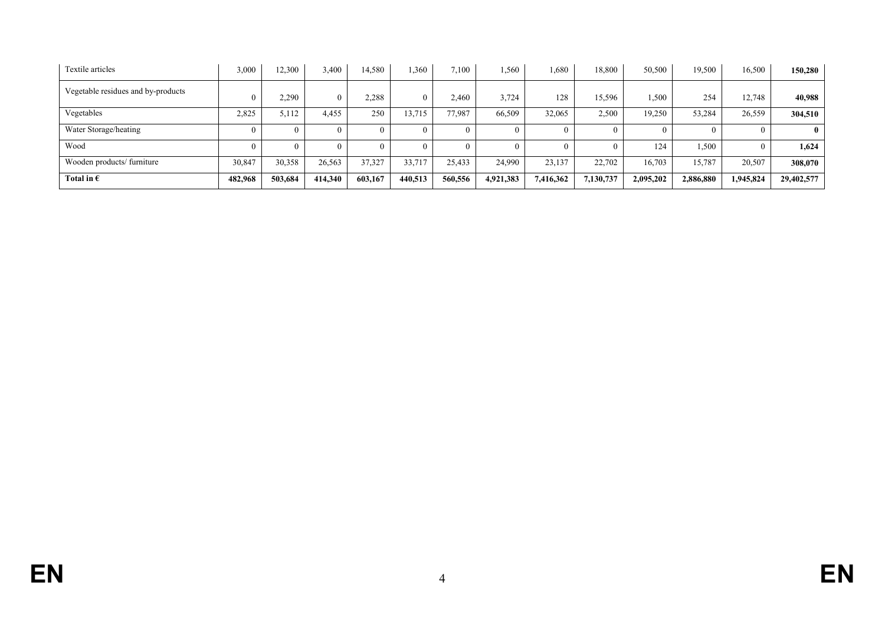| | | | | | | | | | | | | | |
|---|---|---|---|---|---|---|---|---|---|---|---|---|---|
| Textile articles | 3,000 | 12,300 | 3,400 | 14,580 | 1,360 | 7,100 | 1,560 | 1,680 | 18,800 | 50,500 | 19,500 | 16,500 | **150,280** |
| Vegetable residues and by-products | 0 | 2,290 | 0 | 2,288 | 0 | 2,460 | 3,724 | 128 | 15,596 | 1,500 | 254 | 12,748 | **40,988** |
| Vegetables | 2,825 | 5,112 | 4,455 | 250 | 13,715 | 77,987 | 66,509 | 32,065 | 2,500 | 19,250 | 53,284 | 26,559 | **304,510** |
| Water Storage/heating | 0 | 0 | 0 | 0 | 0 | 0 | 0 | 0 | 0 | 0 | 0 | 0 | **0** |
| Wood | 0 | 0 | 0 | 0 | 0 | 0 | 0 | 0 | 0 | 124 | 1,500 | 0 | **1,624** |
| Wooden products/ furniture | 30,847 | 30,358 | 26,563 | 37,327 | 33,717 | 25,433 | 24,990 | 23,137 | 22,702 | 16,703 | 15,787 | 20,507 | **308,070** |
| **Total in €** | **482,968** | **503,684** | **414,340** | **603,167** | **440,513** | **560,556** | **4,921,383** | **7,416,362** | **7,130,737** | **2,095,202** | **2,886,880** | **1,945,824** | **29,402,577** |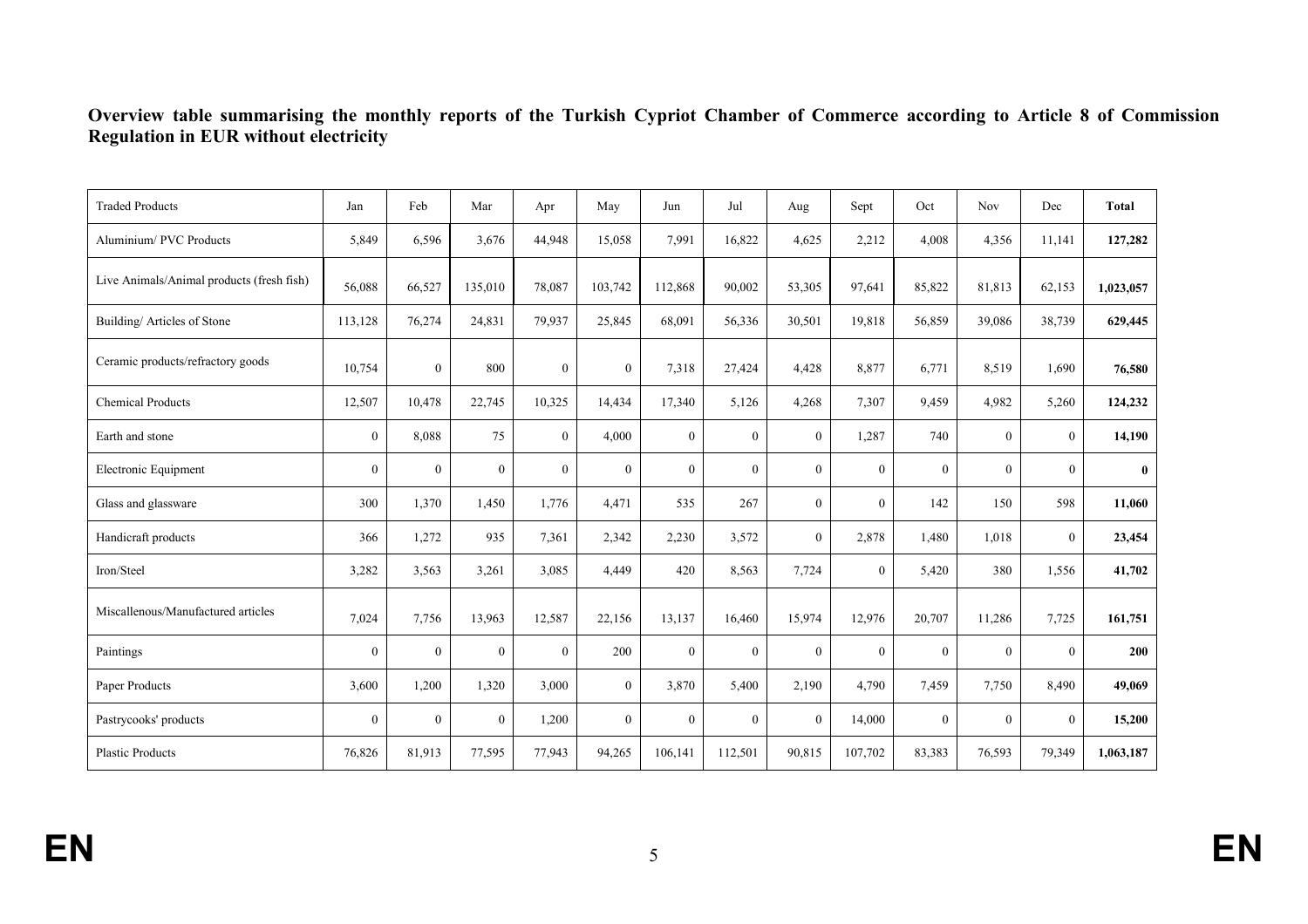**Overview table summarising the monthly reports of the Turkish Cypriot Chamber of Commerce according to Article 8 of Commission Regulation in EUR without electricity**

| Traded Products | Jan | Feb | Mar | Apr | May | Jun | Jul | Aug | Sept | Oct | Nov | Dec | Total |
|---|---|---|---|---|---|---|---|---|---|---|---|---|---|
| Aluminium/ PVC Products | 5,849 | 6,596 | 3,676 | 44,948 | 15,058 | 7,991 | 16,822 | 4,625 | 2,212 | 4,008 | 4,356 | 11,141 | **127,282** |
| Live Animals/Animal products (fresh fish) | 56,088 | 66,527 | 135,010 | 78,087 | 103,742 | 112,868 | 90,002 | 53,305 | 97,641 | 85,822 | 81,813 | 62,153 | **1,023,057** |
| Building/ Articles of Stone | 113,128 | 76,274 | 24,831 | 79,937 | 25,845 | 68,091 | 56,336 | 30,501 | 19,818 | 56,859 | 39,086 | 38,739 | **629,445** |
| Ceramic products/refractory goods | 10,754 | 0 | 800 | 0 | 0 | 7,318 | 27,424 | 4,428 | 8,877 | 6,771 | 8,519 | 1,690 | **76,580** |
| Chemical Products | 12,507 | 10,478 | 22,745 | 10,325 | 14,434 | 17,340 | 5,126 | 4,268 | 7,307 | 9,459 | 4,982 | 5,260 | **124,232** |
| Earth and stone | 0 | 8,088 | 75 | 0 | 4,000 | 0 | 0 | 0 | 1,287 | 740 | 0 | 0 | **14,190** |
| Electronic Equipment | 0 | 0 | 0 | 0 | 0 | 0 | 0 | 0 | 0 | 0 | 0 | 0 | **0** |
| Glass and glassware | 300 | 1,370 | 1,450 | 1,776 | 4,471 | 535 | 267 | 0 | 0 | 142 | 150 | 598 | **11,060** |
| Handicraft products | 366 | 1,272 | 935 | 7,361 | 2,342 | 2,230 | 3,572 | 0 | 2,878 | 1,480 | 1,018 | 0 | **23,454** |
| Iron/Steel | 3,282 | 3,563 | 3,261 | 3,085 | 4,449 | 420 | 8,563 | 7,724 | 0 | 5,420 | 380 | 1,556 | **41,702** |
| Miscallenous/Manufactured articles | 7,024 | 7,756 | 13,963 | 12,587 | 22,156 | 13,137 | 16,460 | 15,974 | 12,976 | 20,707 | 11,286 | 7,725 | **161,751** |
| Paintings | 0 | 0 | 0 | 0 | 200 | 0 | 0 | 0 | 0 | 0 | 0 | 0 | **200** |
| Paper Products | 3,600 | 1,200 | 1,320 | 3,000 | 0 | 3,870 | 5,400 | 2,190 | 4,790 | 7,459 | 7,750 | 8,490 | **49,069** |
| Pastrycooks' products | 0 | 0 | 0 | 1,200 | 0 | 0 | 0 | 0 | 14,000 | 0 | 0 | 0 | **15,200** |
| Plastic Products | 76,826 | 81,913 | 77,595 | 77,943 | 94,265 | 106,141 | 112,501 | 90,815 | 107,702 | 83,383 | 76,593 | 79,349 | **1,063,187** |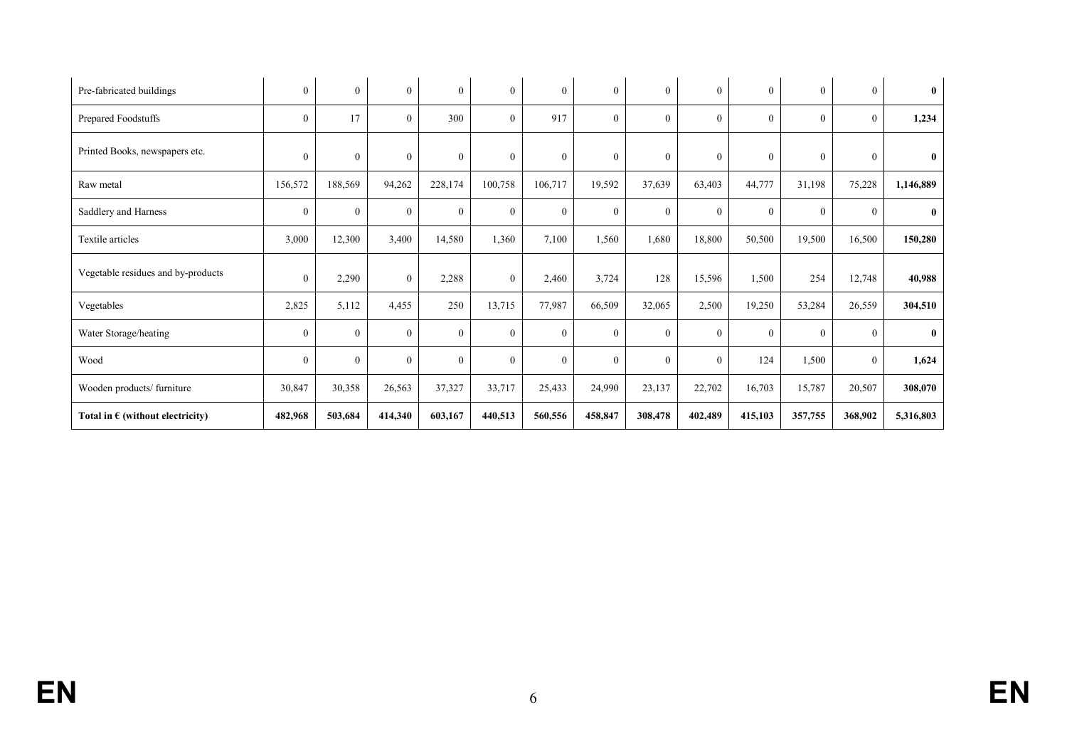| | | | | | | | | | | | | | |
|---|---|---|---|---|---|---|---|---|---|---|---|---|---|
| Pre-fabricated buildings | 0 | 0 | 0 | 0 | 0 | 0 | 0 | 0 | 0 | 0 | 0 | 0 | **0** |
| Prepared Foodstuffs | 0 | 17 | 0 | 300 | 0 | 917 | 0 | 0 | 0 | 0 | 0 | 0 | **1,234** |
| Printed Books, newspapers etc. | 0 | 0 | 0 | 0 | 0 | 0 | 0 | 0 | 0 | 0 | 0 | 0 | **0** |
| Raw metal | 156,572 | 188,569 | 94,262 | 228,174 | 100,758 | 106,717 | 19,592 | 37,639 | 63,403 | 44,777 | 31,198 | 75,228 | **1,146,889** |
| Saddlery and Harness | 0 | 0 | 0 | 0 | 0 | 0 | 0 | 0 | 0 | 0 | 0 | 0 | **0** |
| Textile articles | 3,000 | 12,300 | 3,400 | 14,580 | 1,360 | 7,100 | 1,560 | 1,680 | 18,800 | 50,500 | 19,500 | 16,500 | **150,280** |
| Vegetable residues and by-products | 0 | 2,290 | 0 | 2,288 | 0 | 2,460 | 3,724 | 128 | 15,596 | 1,500 | 254 | 12,748 | **40,988** |
| Vegetables | 2,825 | 5,112 | 4,455 | 250 | 13,715 | 77,987 | 66,509 | 32,065 | 2,500 | 19,250 | 53,284 | 26,559 | **304,510** |
| Water Storage/heating | 0 | 0 | 0 | 0 | 0 | 0 | 0 | 0 | 0 | 0 | 0 | 0 | **0** |
| Wood | 0 | 0 | 0 | 0 | 0 | 0 | 0 | 0 | 0 | 124 | 1,500 | 0 | **1,624** |
| Wooden products/ furniture | 30,847 | 30,358 | 26,563 | 37,327 | 33,717 | 25,433 | 24,990 | 23,137 | 22,702 | 16,703 | 15,787 | 20,507 | **308,070** |
| **Total in € (without electricity)** | **482,968** | **503,684** | **414,340** | **603,167** | **440,513** | **560,556** | **458,847** | **308,478** | **402,489** | **415,103** | **357,755** | **368,902** | **5,316,803** |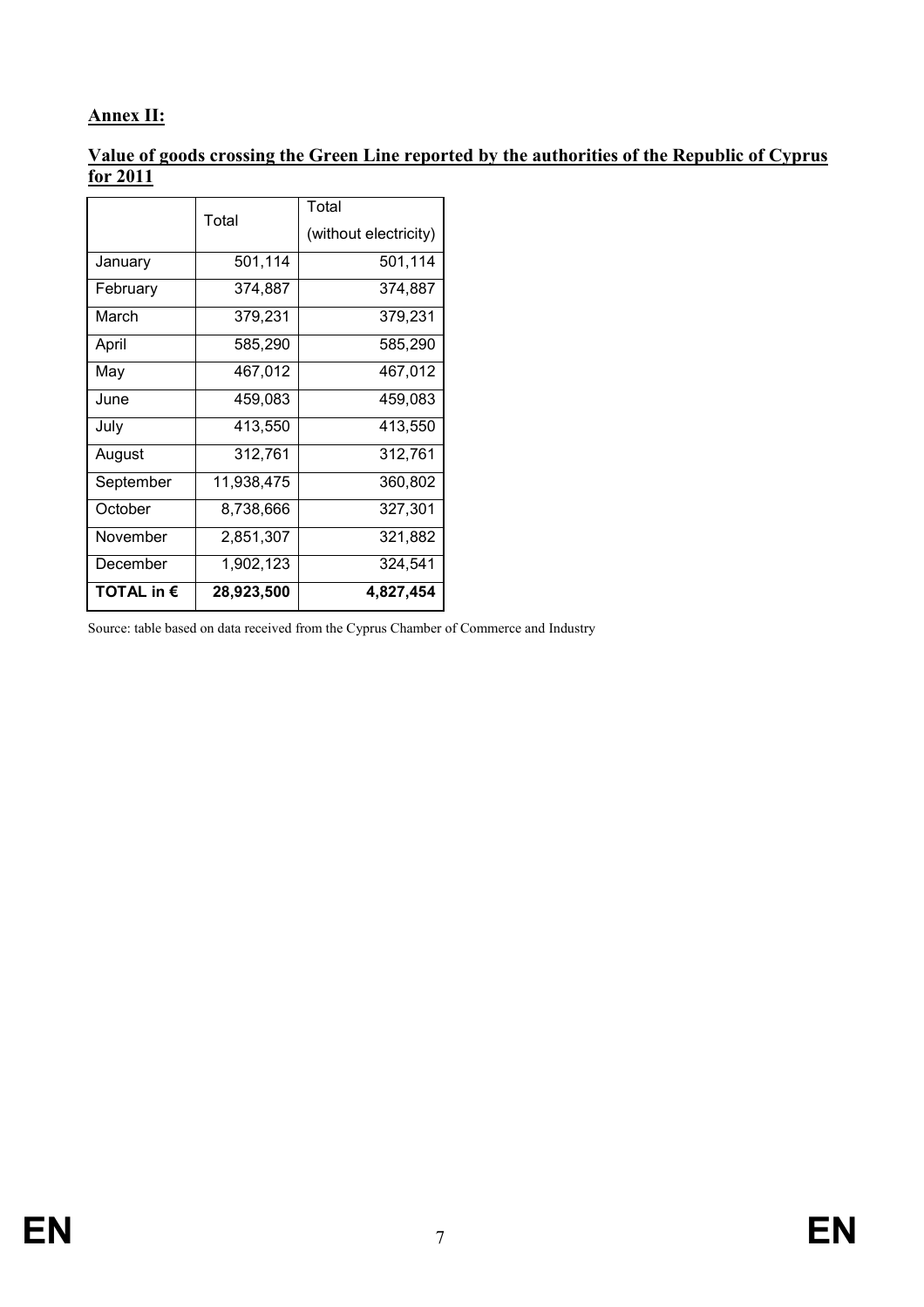**Annex II:**

**Value of goods crossing the Green Line reported by the authorities of the Republic of Cyprus for 2011**

| | Total | Total (without electricity) |
|---|---|---|
| January | 501,114 | 501,114 |
| February | 374,887 | 374,887 |
| March | 379,231 | 379,231 |
| April | 585,290 | 585,290 |
| May | 467,012 | 467,012 |
| June | 459,083 | 459,083 |
| July | 413,550 | 413,550 |
| August | 312,761 | 312,761 |
| September | 11,938,475 | 360,802 |
| October | 8,738,666 | 327,301 |
| November | 2,851,307 | 321,882 |
| December | 1,902,123 | 324,541 |
| **TOTAL in €** | **28,923,500** | **4,827,454** |

Source: table based on data received from the Cyprus Chamber of Commerce and Industry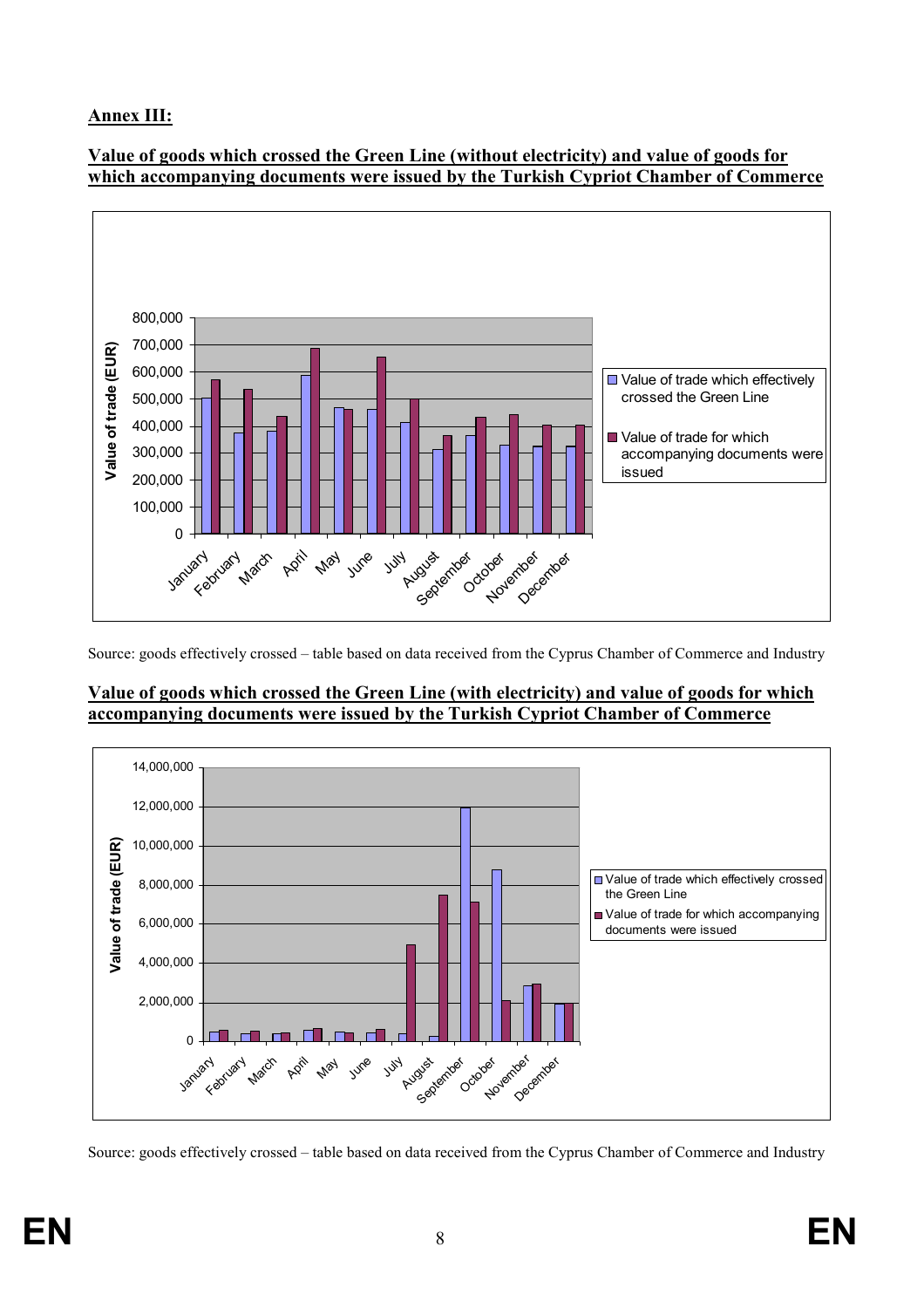**Annex III:**

**Value of goods which crossed the Green Line (without electricity) and value of goods for which accompanying documents were issued by the Turkish Cypriot Chamber of Commerce**

Source: goods effectively crossed – table based on data received from the Cyprus Chamber of Commerce and Industry

**Value of goods which crossed the Green Line (with electricity) and value of goods for which accompanying documents were issued by the Turkish Cypriot Chamber of Commerce**

Source: goods effectively crossed – table based on data received from the Cyprus Chamber of Commerce and Industry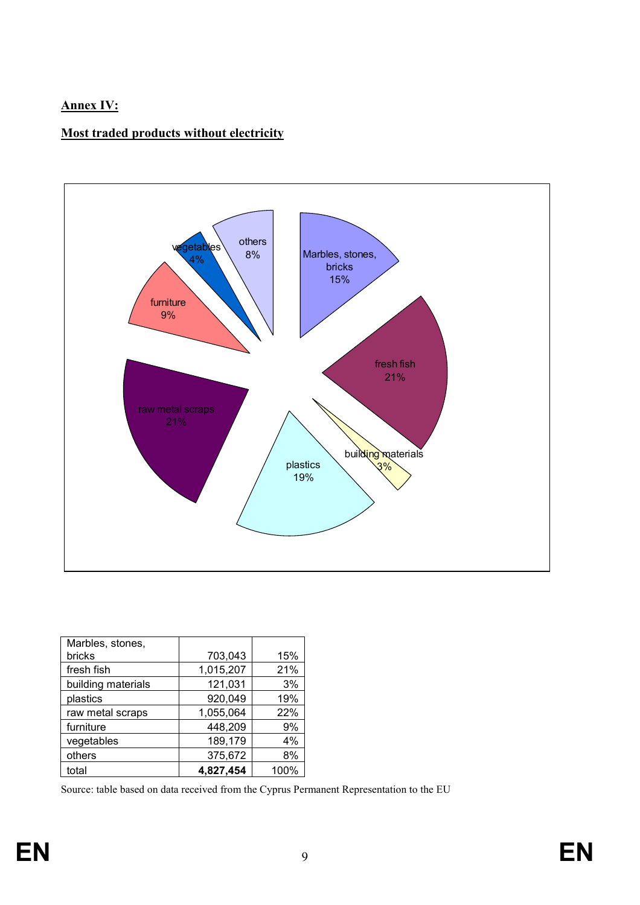**Annex IV:**

**Most traded products without electricity**

| Marbles, stones, bricks | 703,043 | 15% |
|---|---|---|
| fresh fish | 1,015,207 | 21% |
| building materials | 121,031 | 3% |
| plastics | 920,049 | 19% |
| raw metal scraps | 1,055,064 | 22% |
| furniture | 448,209 | 9% |
| vegetables | 189,179 | 4% |
| others | 375,672 | 8% |
| total | **4,827,454** | 100% |

Source: table based on data received from the Cyprus Permanent Representation to the EU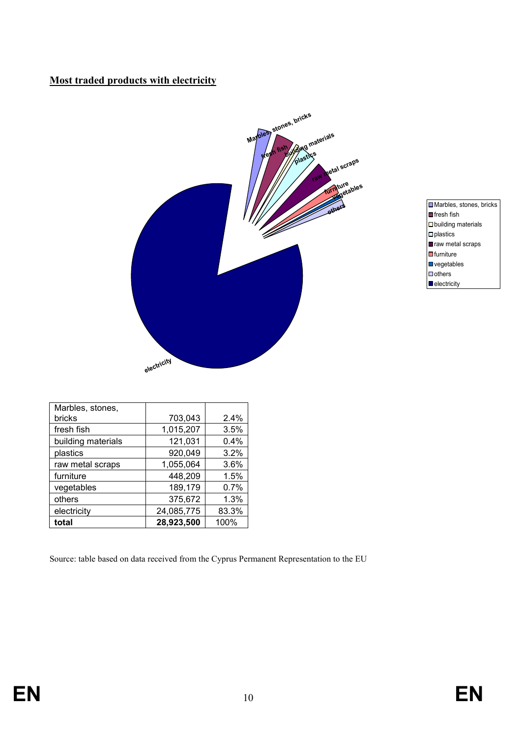**Most traded products with electricity**

| Marbles, stones, bricks | 703,043 | 2.4% |
|---|---|---|
| fresh fish | 1,015,207 | 3.5% |
| building materials | 121,031 | 0.4% |
| plastics | 920,049 | 3.2% |
| raw metal scraps | 1,055,064 | 3.6% |
| furniture | 448,209 | 1.5% |
| vegetables | 189,179 | 0.7% |
| others | 375,672 | 1.3% |
| electricity | 24,085,775 | 83.3% |
| **total** | **28,923,500** | 100% |

Source: table based on data received from the Cyprus Permanent Representation to the EU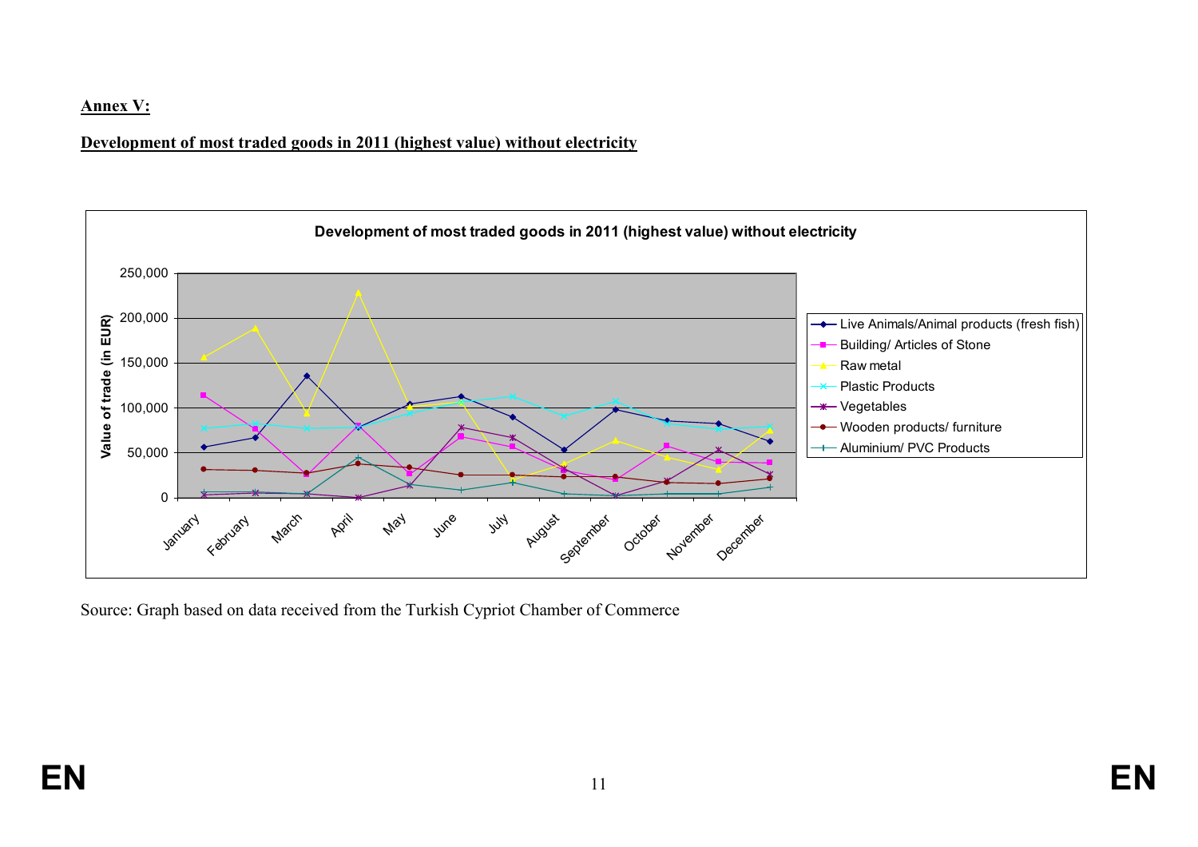**Annex V:**

**Development of most traded goods in 2011 (highest value) without electricity**

Source: Graph based on data received from the Turkish Cypriot Chamber of Commerce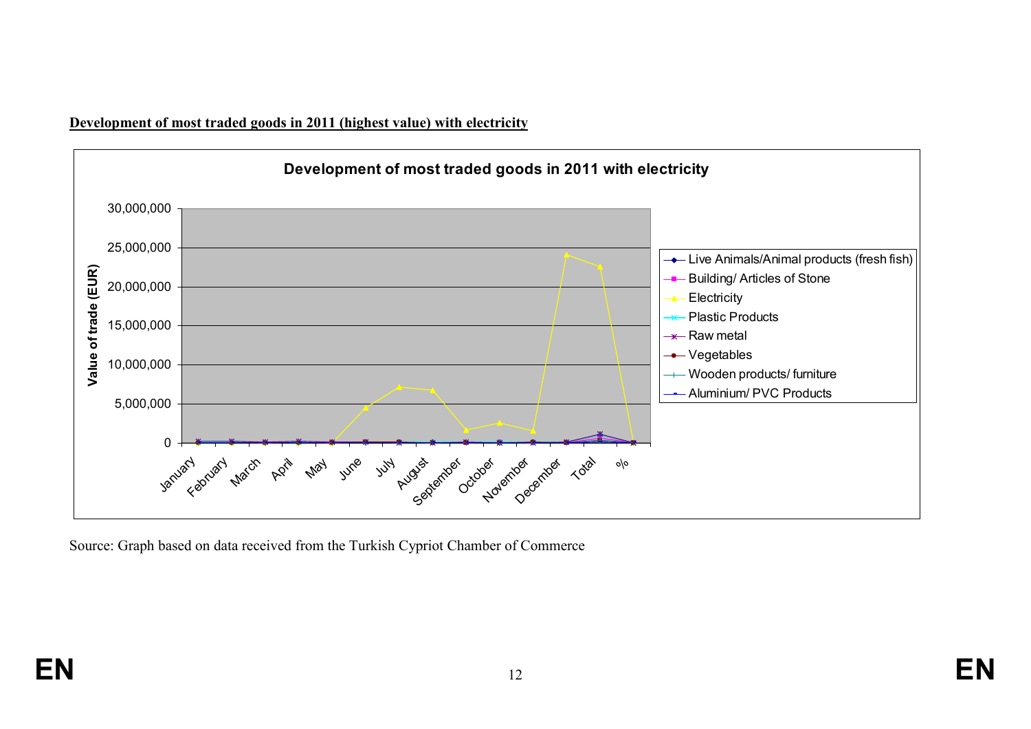**Development of most traded goods in 2011 (highest value) with electricity**

Development of most traded goods in 2011 with electricity

Source: Graph based on data received from the Turkish Cypriot Chamber of Commerce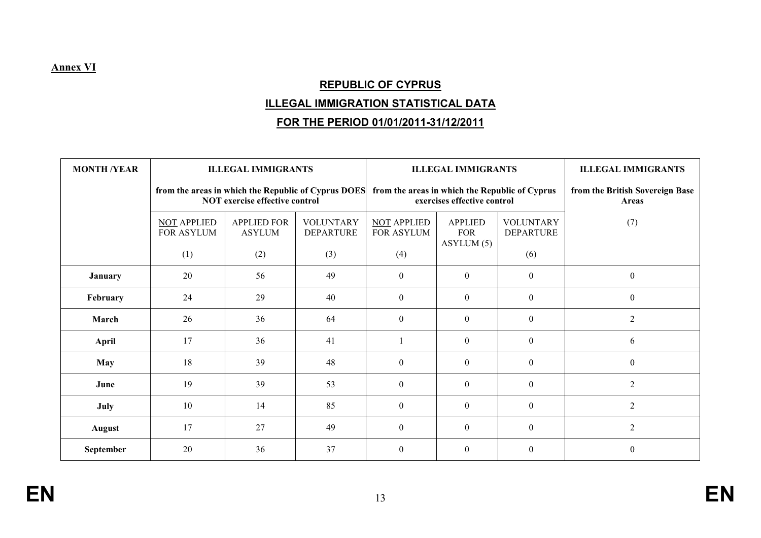**Annex VI**

## REPUBLIC OF CYPRUS

## ILLEGAL IMMIGRATION STATISTICAL DATA

## FOR THE PERIOD 01/01/2011-31/12/2011

| MONTH /YEAR | ILLEGAL IMMIGRANTS from the areas in which the Republic of Cyprus DOES NOT exercise effective control | | | ILLEGAL IMMIGRANTS from the areas in which the Republic of Cyprus exercises effective control | | | ILLEGAL IMMIGRANTS from the British Sovereign Base Areas |
|---|---|---|---|---|---|---|---|
| | NOT APPLIED FOR ASYLUM (1) | APPLIED FOR ASYLUM (2) | VOLUNTARY DEPARTURE (3) | NOT APPLIED FOR ASYLUM (4) | APPLIED FOR ASYLUM (5) | VOLUNTARY DEPARTURE (6) | (7) |
| **January** | 20 | 56 | 49 | 0 | 0 | 0 | 0 |
| **February** | 24 | 29 | 40 | 0 | 0 | 0 | 0 |
| **March** | 26 | 36 | 64 | 0 | 0 | 0 | 2 |
| **April** | 17 | 36 | 41 | 1 | 0 | 0 | 6 |
| **May** | 18 | 39 | 48 | 0 | 0 | 0 | 0 |
| **June** | 19 | 39 | 53 | 0 | 0 | 0 | 2 |
| **July** | 10 | 14 | 85 | 0 | 0 | 0 | 2 |
| **August** | 17 | 27 | 49 | 0 | 0 | 0 | 2 |
| **September** | 20 | 36 | 37 | 0 | 0 | 0 | 0 |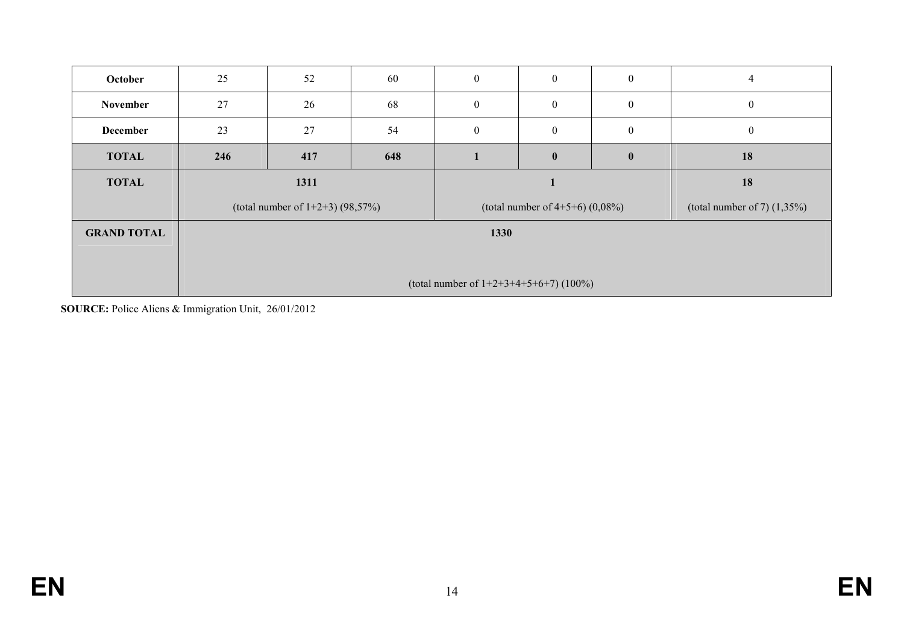| | | | | | | | |
|---|---|---|---|---|---|---|---|
| **October** | 25 | 52 | 60 | 0 | 0 | 0 | 4 |
| **November** | 27 | 26 | 68 | 0 | 0 | 0 | 0 |
| **December** | 23 | 27 | 54 | 0 | 0 | 0 | 0 |
| **TOTAL** | **246** | **417** | **648** | **1** | **0** | **0** | **18** |
| **TOTAL** | **1311** (total number of 1+2+3) (98,57%) | | | **1** (total number of 4+5+6) (0,08%) | | | **18** (total number of 7) (1,35%) |
| **GRAND TOTAL** | **1330** (total number of 1+2+3+4+5+6+7) (100%) | | | | | | |

**SOURCE:** Police Aliens & Immigration Unit, 26/01/2012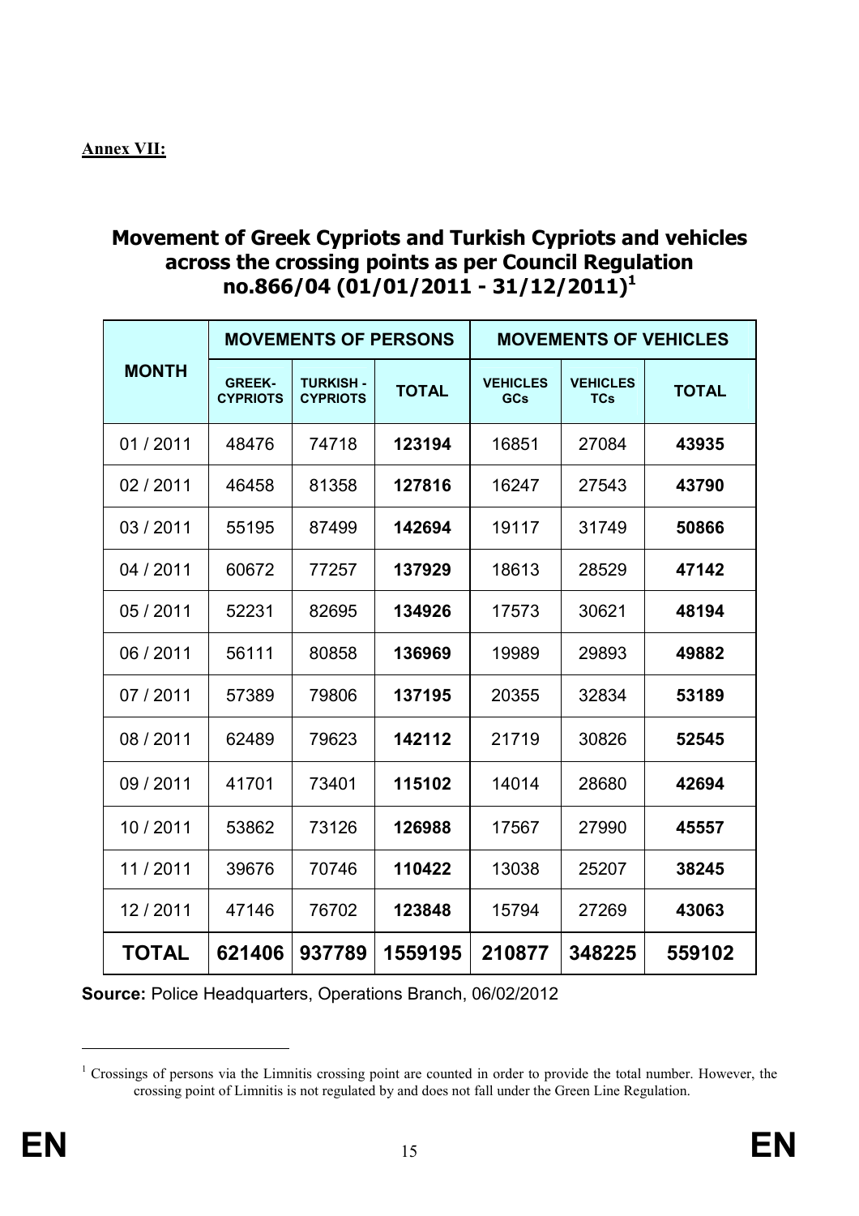**Annex VII:**

## Movement of Greek Cypriots and Turkish Cypriots and vehicles across the crossing points as per Council Regulation no.866/04 (01/01/2011 - 31/12/2011)[1]

| MONTH | MOVEMENTS OF PERSONS | | | MOVEMENTS OF VEHICLES | | |
|---|---|---|---|---|---|---|
| | GREEK-CYPRIOTS | TURKISH - CYPRIOTS | TOTAL | VEHICLES GCs | VEHICLES TCs | TOTAL |
| 01 / 2011 | 48476 | 74718 | **123194** | 16851 | 27084 | **43935** |
| 02 / 2011 | 46458 | 81358 | **127816** | 16247 | 27543 | **43790** |
| 03 / 2011 | 55195 | 87499 | **142694** | 19117 | 31749 | **50866** |
| 04 / 2011 | 60672 | 77257 | **137929** | 18613 | 28529 | **47142** |
| 05 / 2011 | 52231 | 82695 | **134926** | 17573 | 30621 | **48194** |
| 06 / 2011 | 56111 | 80858 | **136969** | 19989 | 29893 | **49882** |
| 07 / 2011 | 57389 | 79806 | **137195** | 20355 | 32834 | **53189** |
| 08 / 2011 | 62489 | 79623 | **142112** | 21719 | 30826 | **52545** |
| 09 / 2011 | 41701 | 73401 | **115102** | 14014 | 28680 | **42694** |
| 10 / 2011 | 53862 | 73126 | **126988** | 17567 | 27990 | **45557** |
| 11 / 2011 | 39676 | 70746 | **110422** | 13038 | 25207 | **38245** |
| 12 / 2011 | 47146 | 76702 | **123848** | 15794 | 27269 | **43063** |
| **TOTAL** | **621406** | **937789** | **1559195** | **210877** | **348225** | **559102** |

**Source:** Police Headquarters, Operations Branch, 06/02/2012

[1] Crossings of persons via the Limnitis crossing point are counted in order to provide the total number. However, the crossing point of Limnitis is not regulated by and does not fall under the Green Line Regulation.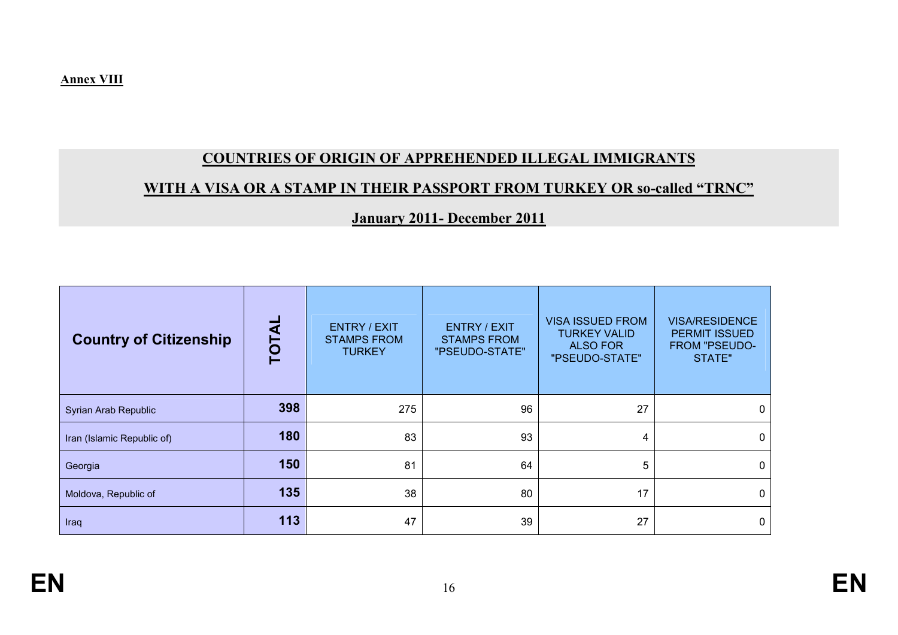**Annex VIII**

## COUNTRIES OF ORIGIN OF APPREHENDED ILLEGAL IMMIGRANTS

## WITH A VISA OR A STAMP IN THEIR PASSPORT FROM TURKEY OR so-called "TRNC"

## January 2011- December 2011

| Country of Citizenship | TOTAL | ENTRY / EXIT STAMPS FROM TURKEY | ENTRY / EXIT STAMPS FROM "PSEUDO-STATE" | VISA ISSUED FROM TURKEY VALID ALSO FOR "PSEUDO-STATE" | VISA/RESIDENCE PERMIT ISSUED FROM "PSEUDO-STATE" |
|---|---|---|---|---|---|
| Syrian Arab Republic | **398** | 275 | 96 | 27 | 0 |
| Iran (Islamic Republic of) | **180** | 83 | 93 | 4 | 0 |
| Georgia | **150** | 81 | 64 | 5 | 0 |
| Moldova, Republic of | **135** | 38 | 80 | 17 | 0 |
| Iraq | **113** | 47 | 39 | 27 | 0 |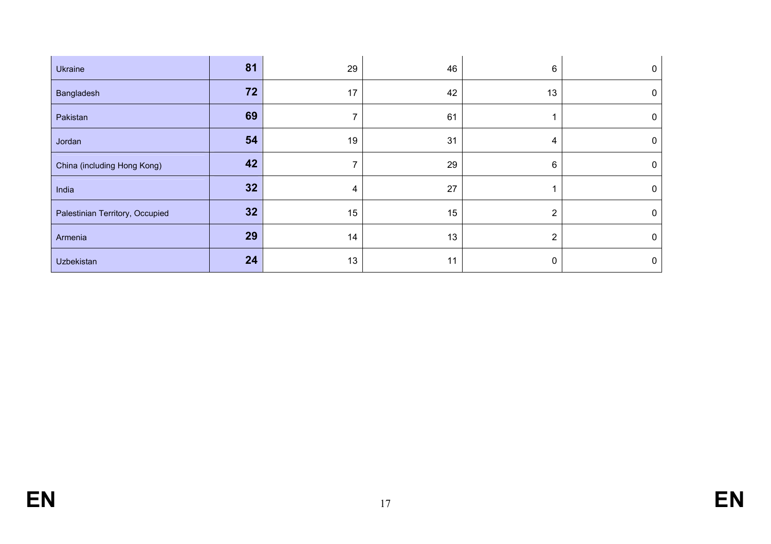| | | | | | |
|---|---|---|---|---|---|
| Ukraine | **81** | 29 | 46 | 6 | 0 |
| Bangladesh | **72** | 17 | 42 | 13 | 0 |
| Pakistan | **69** | 7 | 61 | 1 | 0 |
| Jordan | **54** | 19 | 31 | 4 | 0 |
| China (including Hong Kong) | **42** | 7 | 29 | 6 | 0 |
| India | **32** | 4 | 27 | 1 | 0 |
| Palestinian Territory, Occupied | **32** | 15 | 15 | 2 | 0 |
| Armenia | **29** | 14 | 13 | 2 | 0 |
| Uzbekistan | **24** | 13 | 11 | 0 | 0 |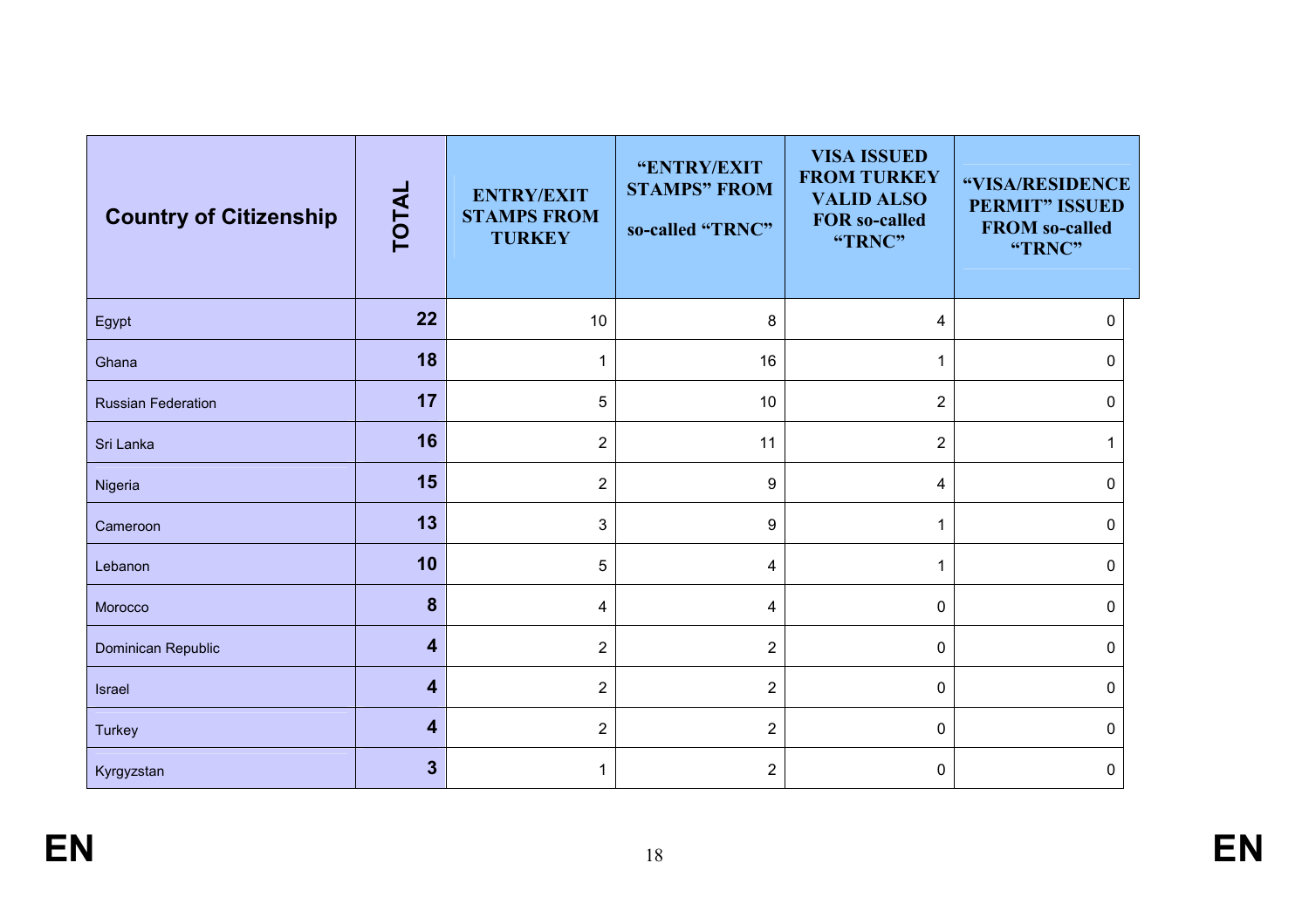| Country of Citizenship | TOTAL | ENTRY/EXIT STAMPS FROM TURKEY | "ENTRY/EXIT STAMPS" FROM so-called "TRNC" | VISA ISSUED FROM TURKEY VALID ALSO FOR so-called "TRNC" | "VISA/RESIDENCE PERMIT" ISSUED FROM so-called "TRNC" |
|---|---|---|---|---|---|
| Egypt | **22** | 10 | 8 | 4 | 0 |
| Ghana | **18** | 1 | 16 | 1 | 0 |
| Russian Federation | **17** | 5 | 10 | 2 | 0 |
| Sri Lanka | **16** | 2 | 11 | 2 | 1 |
| Nigeria | **15** | 2 | 9 | 4 | 0 |
| Cameroon | **13** | 3 | 9 | 1 | 0 |
| Lebanon | **10** | 5 | 4 | 1 | 0 |
| Morocco | **8** | 4 | 4 | 0 | 0 |
| Dominican Republic | **4** | 2 | 2 | 0 | 0 |
| Israel | **4** | 2 | 2 | 0 | 0 |
| Turkey | **4** | 2 | 2 | 0 | 0 |
| Kyrgyzstan | **3** | 1 | 2 | 0 | 0 |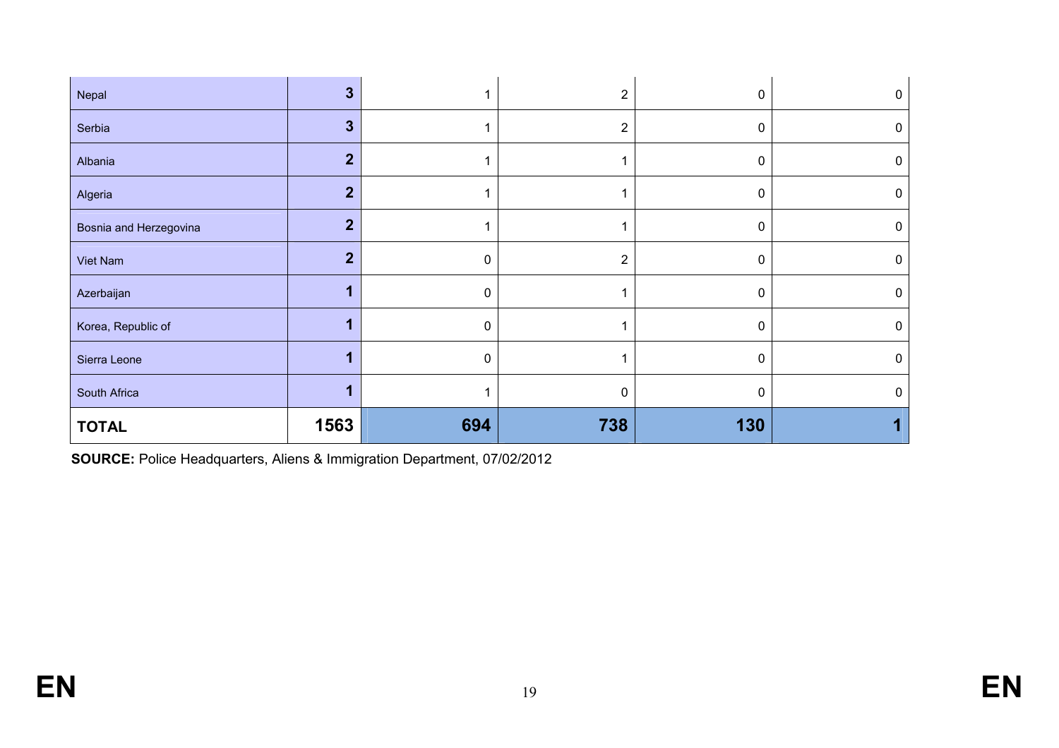| | | | | | |
|---|---|---|---|---|---|
| Nepal | **3** | 1 | 2 | 0 | 0 |
| Serbia | **3** | 1 | 2 | 0 | 0 |
| Albania | **2** | 1 | 1 | 0 | 0 |
| Algeria | **2** | 1 | 1 | 0 | 0 |
| Bosnia and Herzegovina | **2** | 1 | 1 | 0 | 0 |
| Viet Nam | **2** | 0 | 2 | 0 | 0 |
| Azerbaijan | **1** | 0 | 1 | 0 | 0 |
| Korea, Republic of | **1** | 0 | 1 | 0 | 0 |
| Sierra Leone | **1** | 0 | 1 | 0 | 0 |
| South Africa | **1** | 1 | 0 | 0 | 0 |
| **TOTAL** | **1563** | **694** | **738** | **130** | **1** |

**SOURCE:** Police Headquarters, Aliens & Immigration Department, 07/02/2012